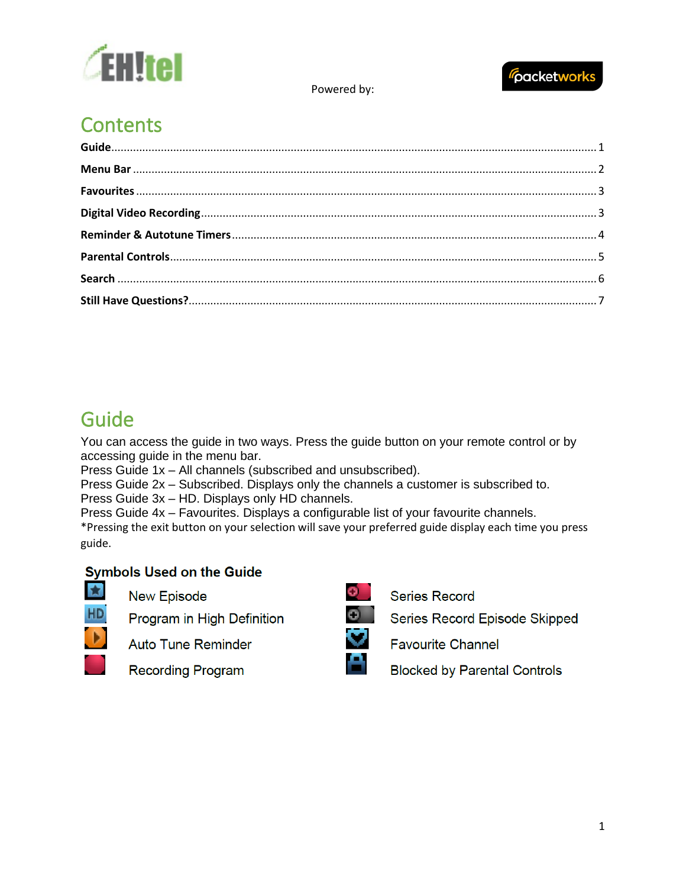EH!tel

Powered by: packetworks

# Contents

**Guide** .......... 1
**Menu Bar** .......... 2
**Favourites** .......... 3
**Digital Video Recording** .......... 3
**Reminder & Autotune Timers** .......... 4
**Parental Controls** .......... 5
**Search** .......... 6
**Still Have Questions?** .......... 7

# Guide

You can access the guide in two ways. Press the guide button on your remote control or by accessing guide in the menu bar.
Press Guide 1x – All channels (subscribed and unsubscribed).
Press Guide 2x – Subscribed. Displays only the channels a customer is subscribed to.
Press Guide 3x – HD. Displays only HD channels.
Press Guide 4x – Favourites. Displays a configurable list of your favourite channels.
*Pressing the exit button on your selection will save your preferred guide display each time you press guide.

## Symbols Used on the Guide

| Symbol | Meaning | Symbol | Meaning |
|---|---|---|---|
| | New Episode | | Series Record |
| HD | Program in High Definition | | Series Record Episode Skipped |
| | Auto Tune Reminder | | Favourite Channel |
| | Recording Program | | Blocked by Parental Controls |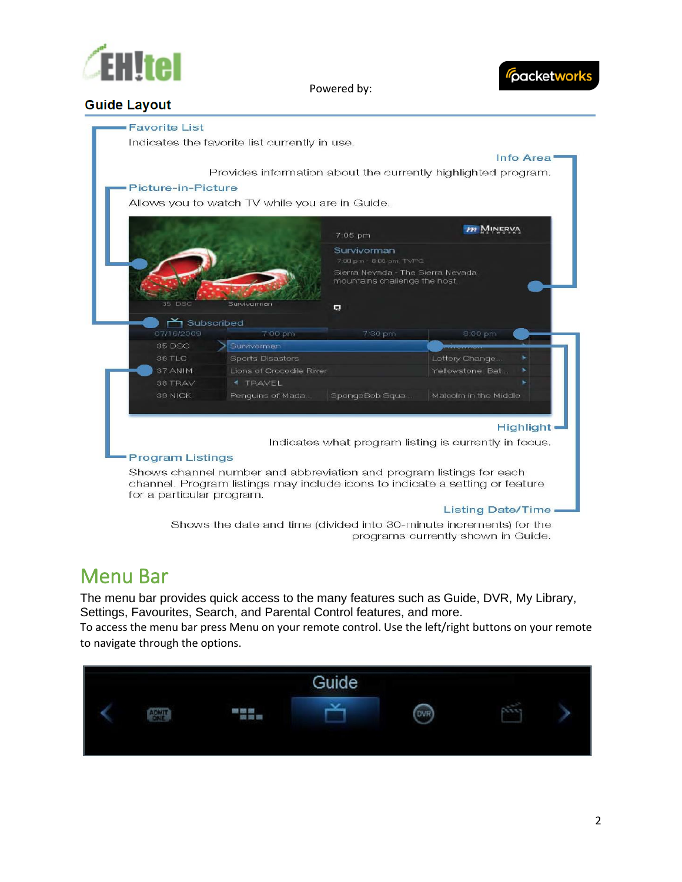## Guide Layout

**Favorite List**

Indicates the favorite list currently in use.

**Info Area**

Provides information about the currently highlighted program.

**Picture-in-Picture**

Allows you to watch TV while you are in Guide.

**Highlight**

Indicates what program listing is currently in focus.

**Program Listings**

Shows channel number and abbreviation and program listings for each channel. Program listings may include icons to indicate a setting or feature for a particular program.

**Listing Date/Time**

Shows the date and time (divided into 30-minute increments) for the programs currently shown in Guide.

# Menu Bar

The menu bar provides quick access to the many features such as Guide, DVR, My Library, Settings, Favourites, Search, and Parental Control features, and more.

To access the menu bar press Menu on your remote control. Use the left/right buttons on your remote to navigate through the options.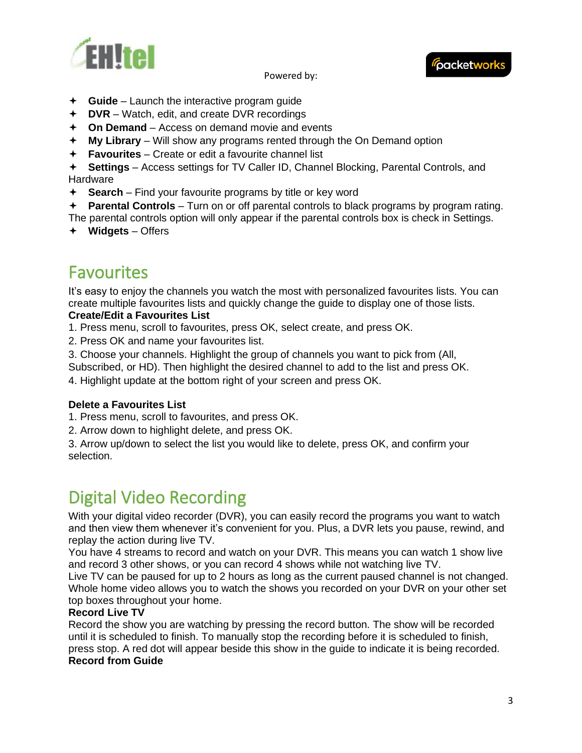- **Guide** – Launch the interactive program guide
- **DVR** – Watch, edit, and create DVR recordings
- **On Demand** – Access on demand movie and events
- **My Library** – Will show any programs rented through the On Demand option
- **Favourites** – Create or edit a favourite channel list
- **Settings** – Access settings for TV Caller ID, Channel Blocking, Parental Controls, and Hardware
- **Search** – Find your favourite programs by title or key word
- **Parental Controls** – Turn on or off parental controls to black programs by program rating. The parental controls option will only appear if the parental controls box is check in Settings.
- **Widgets** – Offers

## Favourites

It's easy to enjoy the channels you watch the most with personalized favourites lists. You can create multiple favourites lists and quickly change the guide to display one of those lists.

**Create/Edit a Favourites List**

1. Press menu, scroll to favourites, press OK, select create, and press OK.
2. Press OK and name your favourites list.
3. Choose your channels. Highlight the group of channels you want to pick from (All, Subscribed, or HD). Then highlight the desired channel to add to the list and press OK.
4. Highlight update at the bottom right of your screen and press OK.

**Delete a Favourites List**

1. Press menu, scroll to favourites, and press OK.
2. Arrow down to highlight delete, and press OK.
3. Arrow up/down to select the list you would like to delete, press OK, and confirm your selection.

## Digital Video Recording

With your digital video recorder (DVR), you can easily record the programs you want to watch and then view them whenever it's convenient for you. Plus, a DVR lets you pause, rewind, and replay the action during live TV.

You have 4 streams to record and watch on your DVR. This means you can watch 1 show live and record 3 other shows, or you can record 4 shows while not watching live TV.

Live TV can be paused for up to 2 hours as long as the current paused channel is not changed.

Whole home video allows you to watch the shows you recorded on your DVR on your other set top boxes throughout your home.

**Record Live TV**

Record the show you are watching by pressing the record button. The show will be recorded until it is scheduled to finish. To manually stop the recording before it is scheduled to finish, press stop. A red dot will appear beside this show in the guide to indicate it is being recorded.

**Record from Guide**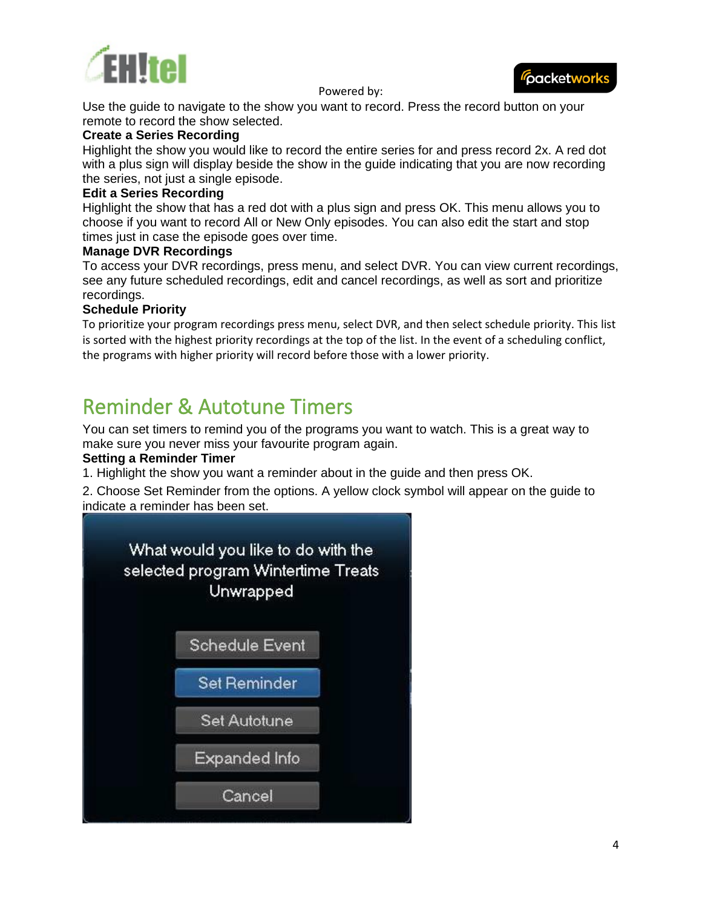Use the guide to navigate to the show you want to record. Press the record button on your remote to record the show selected.

**Create a Series Recording**

Highlight the show you would like to record the entire series for and press record 2x. A red dot with a plus sign will display beside the show in the guide indicating that you are now recording the series, not just a single episode.

**Edit a Series Recording**

Highlight the show that has a red dot with a plus sign and press OK. This menu allows you to choose if you want to record All or New Only episodes. You can also edit the start and stop times just in case the episode goes over time.

**Manage DVR Recordings**

To access your DVR recordings, press menu, and select DVR. You can view current recordings, see any future scheduled recordings, edit and cancel recordings, as well as sort and prioritize recordings.

**Schedule Priority**

To prioritize your program recordings press menu, select DVR, and then select schedule priority. This list is sorted with the highest priority recordings at the top of the list. In the event of a scheduling conflict, the programs with higher priority will record before those with a lower priority.

## Reminder & Autotune Timers

You can set timers to remind you of the programs you want to watch. This is a great way to make sure you never miss your favourite program again.

**Setting a Reminder Timer**

1. Highlight the show you want a reminder about in the guide and then press OK.
2. Choose Set Reminder from the options. A yellow clock symbol will appear on the guide to indicate a reminder has been set.

What would you like to do with the selected program Wintertime Treats Unwrapped

Schedule Event

Set Reminder

Set Autotune

Expanded Info

Cancel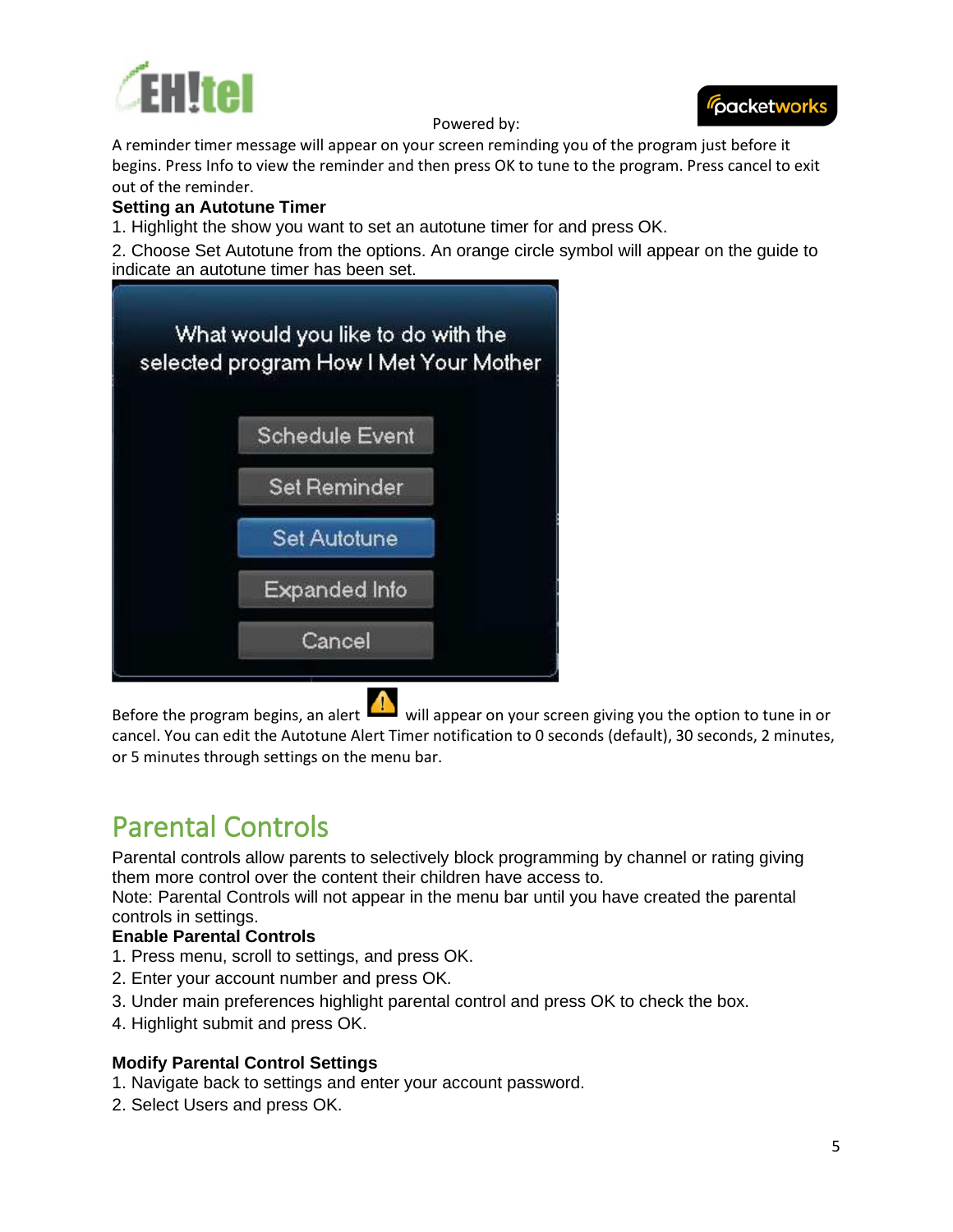A reminder timer message will appear on your screen reminding you of the program just before it begins. Press Info to view the reminder and then press OK to tune to the program. Press cancel to exit out of the reminder.

**Setting an Autotune Timer**

1. Highlight the show you want to set an autotune timer for and press OK.
2. Choose Set Autotune from the options. An orange circle symbol will appear on the guide to indicate an autotune timer has been set.

Before the program begins, an alert will appear on your screen giving you the option to tune in or cancel. You can edit the Autotune Alert Timer notification to 0 seconds (default), 30 seconds, 2 minutes, or 5 minutes through settings on the menu bar.

# Parental Controls

Parental controls allow parents to selectively block programming by channel or rating giving them more control over the content their children have access to.
Note: Parental Controls will not appear in the menu bar until you have created the parental controls in settings.

**Enable Parental Controls**

1. Press menu, scroll to settings, and press OK.
2. Enter your account number and press OK.
3. Under main preferences highlight parental control and press OK to check the box.
4. Highlight submit and press OK.

**Modify Parental Control Settings**

1. Navigate back to settings and enter your account password.
2. Select Users and press OK.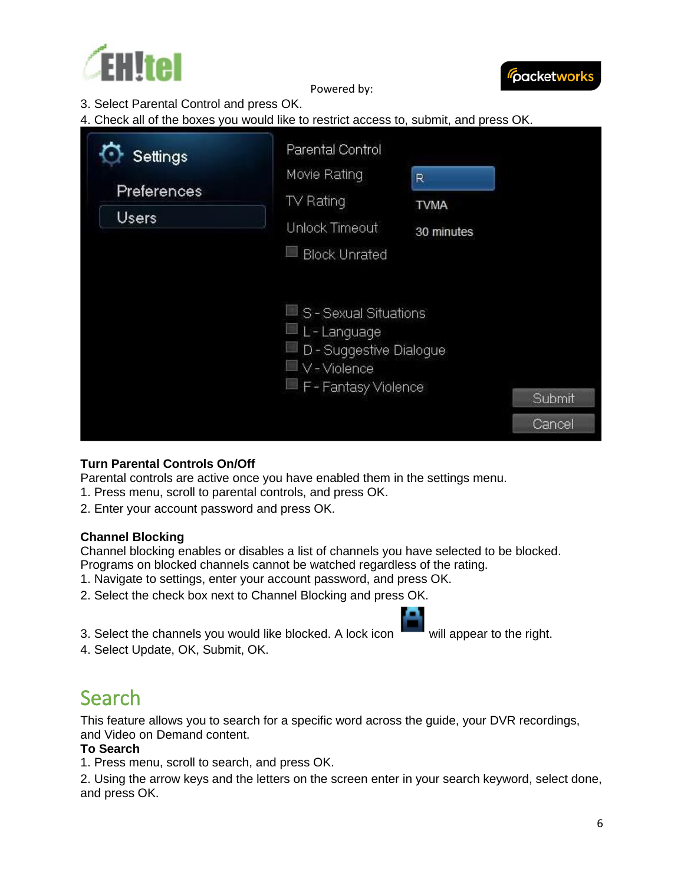3. Select Parental Control and press OK.
4. Check all of the boxes you would like to restrict access to, submit, and press OK.

**Turn Parental Controls On/Off**

Parental controls are active once you have enabled them in the settings menu.

1. Press menu, scroll to parental controls, and press OK.
2. Enter your account password and press OK.

**Channel Blocking**

Channel blocking enables or disables a list of channels you have selected to be blocked. Programs on blocked channels cannot be watched regardless of the rating.

1. Navigate to settings, enter your account password, and press OK.
2. Select the check box next to Channel Blocking and press OK.
3. Select the channels you would like blocked. A lock icon will appear to the right.
4. Select Update, OK, Submit, OK.

## Search

This feature allows you to search for a specific word across the guide, your DVR recordings, and Video on Demand content.

**To Search**

1. Press menu, scroll to search, and press OK.
2. Using the arrow keys and the letters on the screen enter in your search keyword, select done, and press OK.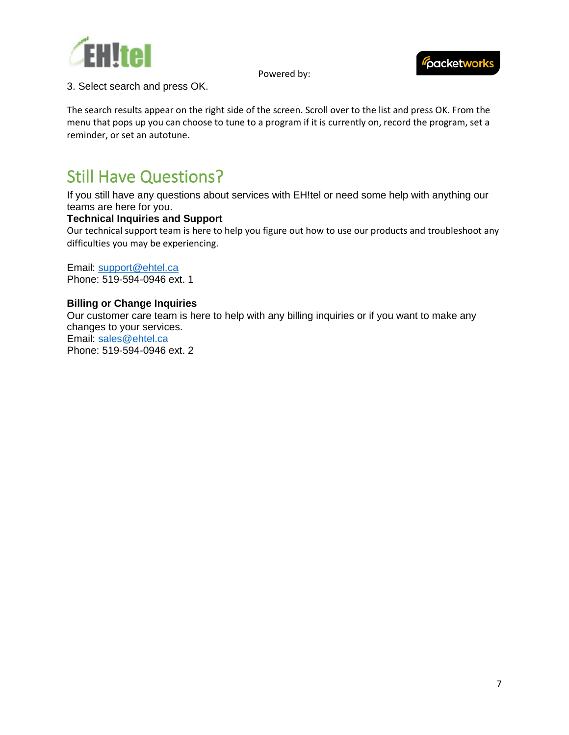3. Select search and press OK.

The search results appear on the right side of the screen. Scroll over to the list and press OK. From the menu that pops up you can choose to tune to a program if it is currently on, record the program, set a reminder, or set an autotune.

## Still Have Questions?

If you still have any questions about services with EH!tel or need some help with anything our teams are here for you.

**Technical Inquiries and Support**

Our technical support team is here to help you figure out how to use our products and troubleshoot any difficulties you may be experiencing.

Email: support@ehtel.ca
Phone: 519-594-0946 ext. 1

**Billing or Change Inquiries**

Our customer care team is here to help with any billing inquiries or if you want to make any changes to your services.
Email: sales@ehtel.ca
Phone: 519-594-0946 ext. 2